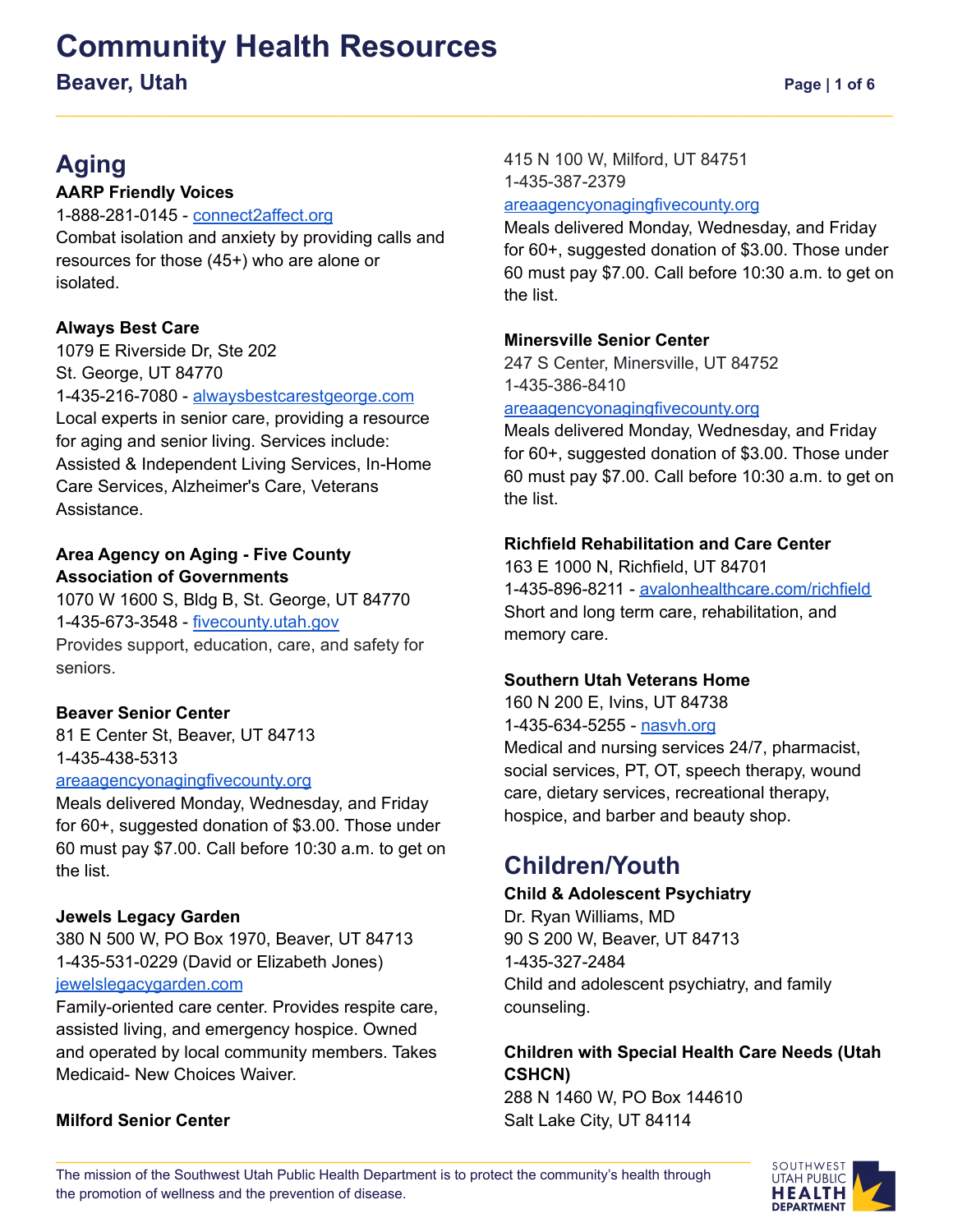# Community Health Resources

## Beaver, Utah

## Aging

**AARP Friendly Voices**
1-888-281-0145 - connect2affect.org
Combat isolation and anxiety by providing calls and resources for those (45+) who are alone or isolated.

**Always Best Care**
1079 E Riverside Dr, Ste 202
St. George, UT 84770
1-435-216-7080 - alwaysbestcarestgeorge.com
Local experts in senior care, providing a resource for aging and senior living. Services include: Assisted & Independent Living Services, In-Home Care Services, Alzheimer's Care, Veterans Assistance.

**Area Agency on Aging - Five County Association of Governments**
1070 W 1600 S, Bldg B, St. George, UT 84770
1-435-673-3548 - fivecounty.utah.gov
Provides support, education, care, and safety for seniors.

**Beaver Senior Center**
81 E Center St, Beaver, UT 84713
1-435-438-5313
areaagencyonagingfivecounty.org
Meals delivered Monday, Wednesday, and Friday for 60+, suggested donation of $3.00. Those under 60 must pay $7.00. Call before 10:30 a.m. to get on the list.

**Jewels Legacy Garden**
380 N 500 W, PO Box 1970, Beaver, UT 84713
1-435-531-0229 (David or Elizabeth Jones)
jewelslegacygarden.com
Family-oriented care center. Provides respite care, assisted living, and emergency hospice. Owned and operated by local community members. Takes Medicaid- New Choices Waiver.

**Milford Senior Center**
415 N 100 W, Milford, UT 84751
1-435-387-2379
areaagencyonagingfivecounty.org
Meals delivered Monday, Wednesday, and Friday for 60+, suggested donation of $3.00. Those under 60 must pay $7.00. Call before 10:30 a.m. to get on the list.

**Minersville Senior Center**
247 S Center, Minersville, UT 84752
1-435-386-8410
areaagencyonagingfivecounty.org
Meals delivered Monday, Wednesday, and Friday for 60+, suggested donation of $3.00. Those under 60 must pay $7.00. Call before 10:30 a.m. to get on the list.

**Richfield Rehabilitation and Care Center**
163 E 1000 N, Richfield, UT 84701
1-435-896-8211 - avalonhealthcare.com/richfield
Short and long term care, rehabilitation, and memory care.

**Southern Utah Veterans Home**
160 N 200 E, Ivins, UT 84738
1-435-634-5255 - nasvh.org
Medical and nursing services 24/7, pharmacist, social services, PT, OT, speech therapy, wound care, dietary services, recreational therapy, hospice, and barber and beauty shop.

## Children/Youth

**Child & Adolescent Psychiatry**
Dr. Ryan Williams, MD
90 S 200 W, Beaver, UT 84713
1-435-327-2484
Child and adolescent psychiatry, and family counseling.

**Children with Special Health Care Needs (Utah CSHCN)**
288 N 1460 W, PO Box 144610
Salt Lake City, UT 84114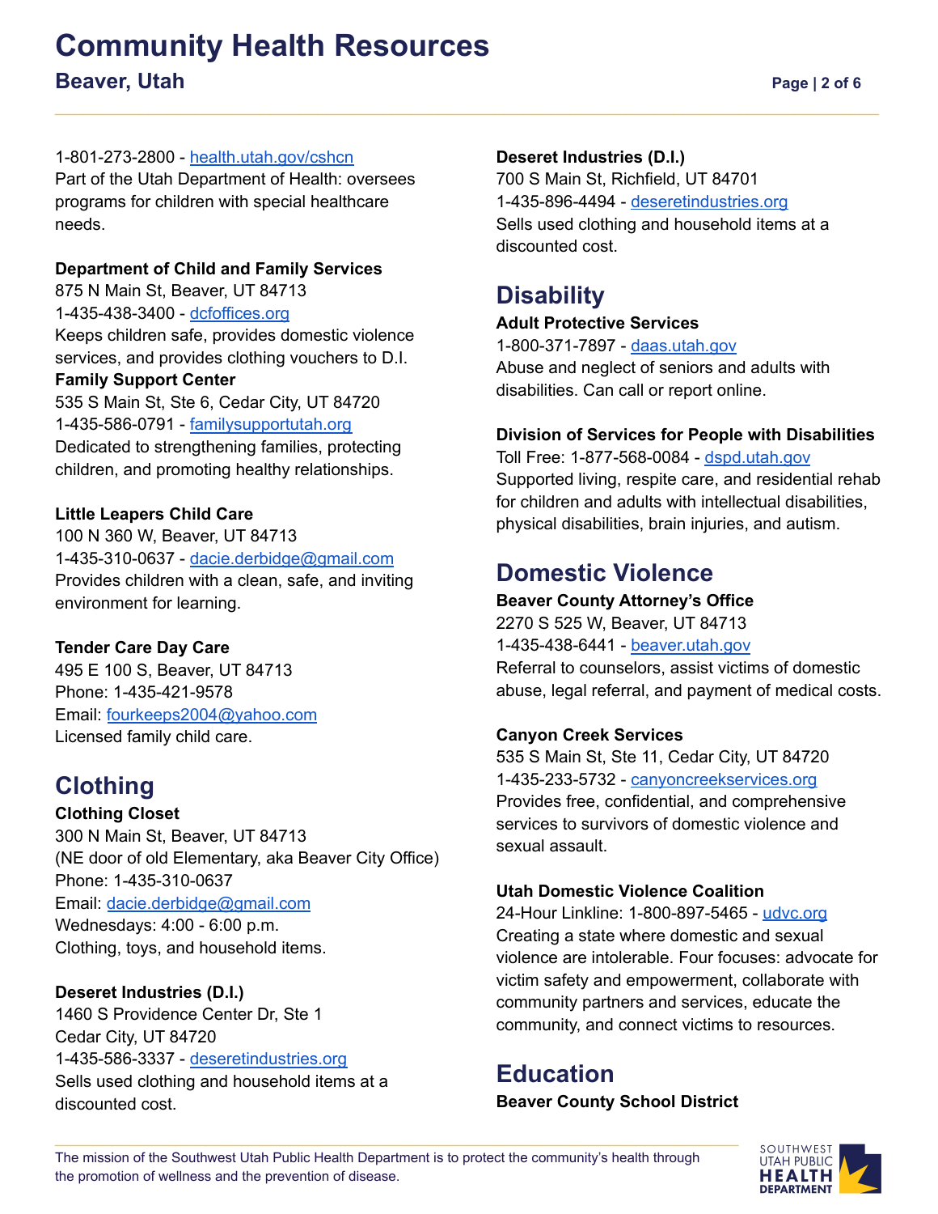1-801-273-2800 - health.utah.gov/cshcn
Part of the Utah Department of Health: oversees programs for children with special healthcare needs.

**Department of Child and Family Services**
875 N Main St, Beaver, UT 84713
1-435-438-3400 - dcfoffices.org
Keeps children safe, provides domestic violence services, and provides clothing vouchers to D.I.

**Family Support Center**
535 S Main St, Ste 6, Cedar City, UT 84720
1-435-586-0791 - familysupportutah.org
Dedicated to strengthening families, protecting children, and promoting healthy relationships.

**Little Leapers Child Care**
100 N 360 W, Beaver, UT 84713
1-435-310-0637 - dacie.derbidge@gmail.com
Provides children with a clean, safe, and inviting environment for learning.

**Tender Care Day Care**
495 E 100 S, Beaver, UT 84713
Phone: 1-435-421-9578
Email: fourkeeps2004@yahoo.com
Licensed family child care.

## Clothing

**Clothing Closet**
300 N Main St, Beaver, UT 84713
(NE door of old Elementary, aka Beaver City Office)
Phone: 1-435-310-0637
Email: dacie.derbidge@gmail.com
Wednesdays: 4:00 - 6:00 p.m.
Clothing, toys, and household items.

**Deseret Industries (D.I.)**
1460 S Providence Center Dr, Ste 1
Cedar City, UT 84720
1-435-586-3337 - deseretindustries.org
Sells used clothing and household items at a discounted cost.

**Deseret Industries (D.I.)**
700 S Main St, Richfield, UT 84701
1-435-896-4494 - deseretindustries.org
Sells used clothing and household items at a discounted cost.

## Disability

**Adult Protective Services**
1-800-371-7897 - daas.utah.gov
Abuse and neglect of seniors and adults with disabilities. Can call or report online.

**Division of Services for People with Disabilities**
Toll Free: 1-877-568-0084 - dspd.utah.gov
Supported living, respite care, and residential rehab for children and adults with intellectual disabilities, physical disabilities, brain injuries, and autism.

## Domestic Violence

**Beaver County Attorney's Office**
2270 S 525 W, Beaver, UT 84713
1-435-438-6441 - beaver.utah.gov
Referral to counselors, assist victims of domestic abuse, legal referral, and payment of medical costs.

**Canyon Creek Services**
535 S Main St, Ste 11, Cedar City, UT 84720
1-435-233-5732 - canyoncreekservices.org
Provides free, confidential, and comprehensive services to survivors of domestic violence and sexual assault.

**Utah Domestic Violence Coalition**
24-Hour Linkline: 1-800-897-5465 - udvc.org
Creating a state where domestic and sexual violence are intolerable. Four focuses: advocate for victim safety and empowerment, collaborate with community partners and services, educate the community, and connect victims to resources.

## Education

**Beaver County School District**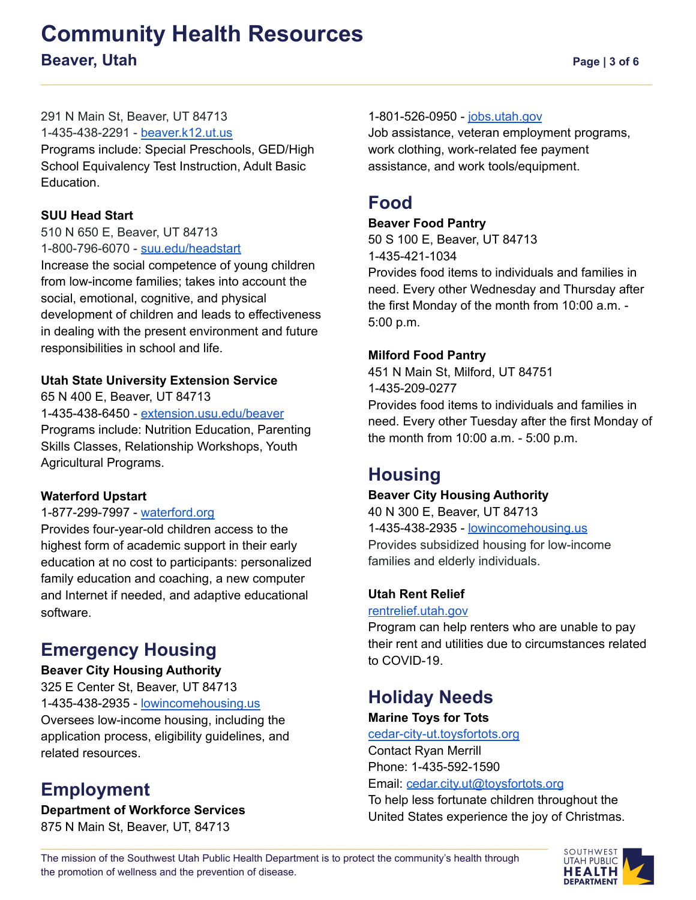291 N Main St, Beaver, UT 84713
1-435-438-2291 - [beaver.k12.ut.us](beaver.k12.ut.us)
Programs include: Special Preschools, GED/High School Equivalency Test Instruction, Adult Basic Education.

**SUU Head Start**
510 N 650 E, Beaver, UT 84713
1-800-796-6070 - [suu.edu/headstart](suu.edu/headstart)
Increase the social competence of young children from low-income families; takes into account the social, emotional, cognitive, and physical development of children and leads to effectiveness in dealing with the present environment and future responsibilities in school and life.

**Utah State University Extension Service**
65 N 400 E, Beaver, UT 84713
1-435-438-6450 - [extension.usu.edu/beaver](extension.usu.edu/beaver)
Programs include: Nutrition Education, Parenting Skills Classes, Relationship Workshops, Youth Agricultural Programs.

**Waterford Upstart**
1-877-299-7997 - [waterford.org](waterford.org)
Provides four-year-old children access to the highest form of academic support in their early education at no cost to participants: personalized family education and coaching, a new computer and Internet if needed, and adaptive educational software.

## Emergency Housing

**Beaver City Housing Authority**
325 E Center St, Beaver, UT 84713
1-435-438-2935 - [lowincomehousing.us](lowincomehousing.us)
Oversees low-income housing, including the application process, eligibility guidelines, and related resources.

## Employment

**Department of Workforce Services**
875 N Main St, Beaver, UT, 84713
1-801-526-0950 - [jobs.utah.gov](jobs.utah.gov)
Job assistance, veteran employment programs, work clothing, work-related fee payment assistance, and work tools/equipment.

## Food

**Beaver Food Pantry**
50 S 100 E, Beaver, UT 84713
1-435-421-1034
Provides food items to individuals and families in need. Every other Wednesday and Thursday after the first Monday of the month from 10:00 a.m. - 5:00 p.m.

**Milford Food Pantry**
451 N Main St, Milford, UT 84751
1-435-209-0277
Provides food items to individuals and families in need. Every other Tuesday after the first Monday of the month from 10:00 a.m. - 5:00 p.m.

## Housing

**Beaver City Housing Authority**
40 N 300 E, Beaver, UT 84713
1-435-438-2935 - [lowincomehousing.us](lowincomehousing.us)
Provides subsidized housing for low-income families and elderly individuals.

**Utah Rent Relief**
[rentrelief.utah.gov](rentrelief.utah.gov)
Program can help renters who are unable to pay their rent and utilities due to circumstances related to COVID-19.

## Holiday Needs

**Marine Toys for Tots**
[cedar-city-ut.toysfortots.org](cedar-city-ut.toysfortots.org)
Contact Ryan Merrill
Phone: 1-435-592-1590
Email: [cedar.city.ut@toysfortots.org](mailto:cedar.city.ut@toysfortots.org)
To help less fortunate children throughout the United States experience the joy of Christmas.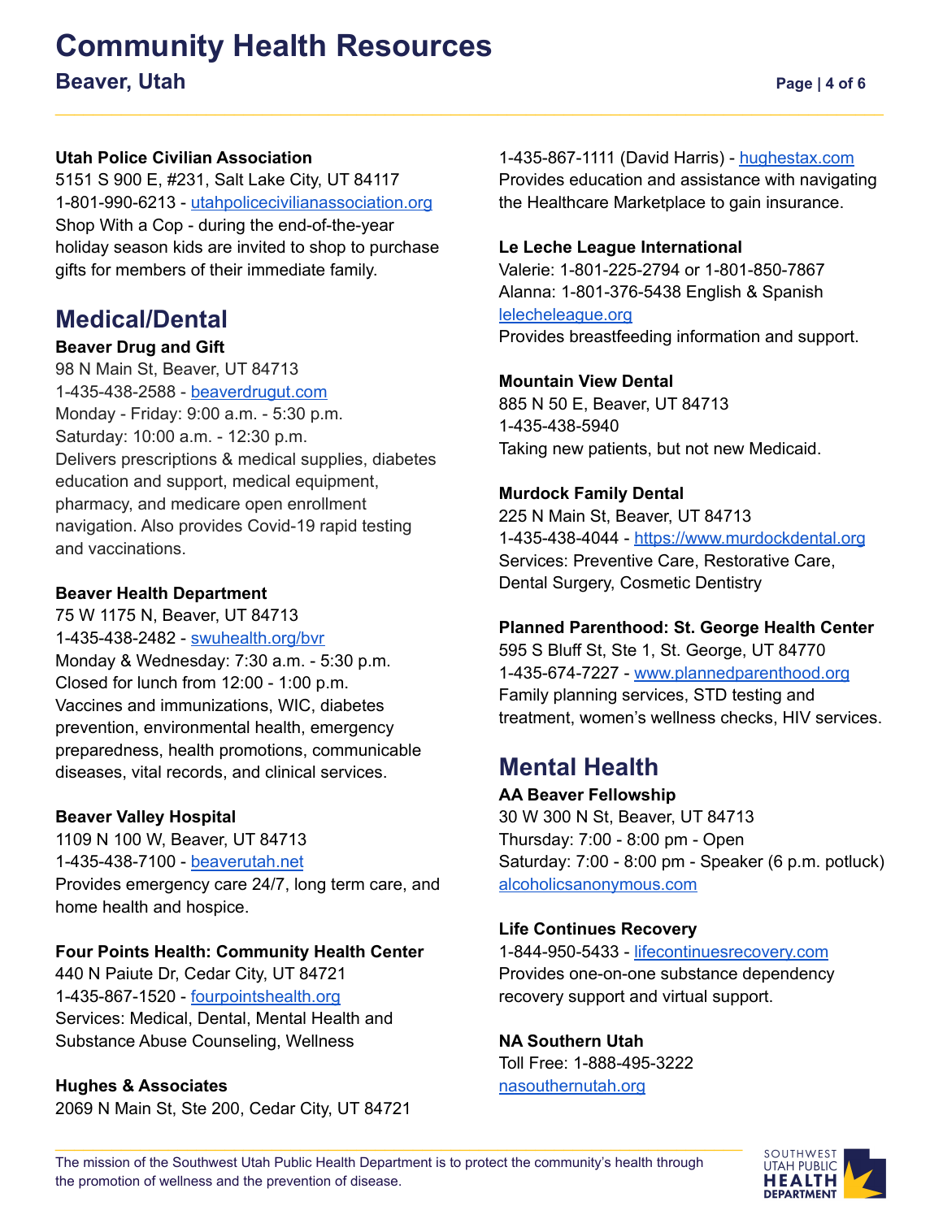**Utah Police Civilian Association**
5151 S 900 E, #231, Salt Lake City, UT 84117
1-801-990-6213 - utahpolicecivilianassociation.org
Shop With a Cop - during the end-of-the-year holiday season kids are invited to shop to purchase gifts for members of their immediate family.

## Medical/Dental

**Beaver Drug and Gift**
98 N Main St, Beaver, UT 84713
1-435-438-2588 - beaverdrugut.com
Monday - Friday: 9:00 a.m. - 5:30 p.m.
Saturday: 10:00 a.m. - 12:30 p.m.
Delivers prescriptions & medical supplies, diabetes education and support, medical equipment, pharmacy, and medicare open enrollment navigation. Also provides Covid-19 rapid testing and vaccinations.

**Beaver Health Department**
75 W 1175 N, Beaver, UT 84713
1-435-438-2482 - swuhealth.org/bvr
Monday & Wednesday: 7:30 a.m. - 5:30 p.m.
Closed for lunch from 12:00 - 1:00 p.m.
Vaccines and immunizations, WIC, diabetes prevention, environmental health, emergency preparedness, health promotions, communicable diseases, vital records, and clinical services.

**Beaver Valley Hospital**
1109 N 100 W, Beaver, UT 84713
1-435-438-7100 - beaverutah.net
Provides emergency care 24/7, long term care, and home health and hospice.

**Four Points Health: Community Health Center**
440 N Paiute Dr, Cedar City, UT 84721
1-435-867-1520 - fourpointshealth.org
Services: Medical, Dental, Mental Health and Substance Abuse Counseling, Wellness

**Hughes & Associates**
2069 N Main St, Ste 200, Cedar City, UT 84721
1-435-867-1111 (David Harris) - hughestax.com
Provides education and assistance with navigating the Healthcare Marketplace to gain insurance.

**Le Leche League International**
Valerie: 1-801-225-2794 or 1-801-850-7867
Alanna: 1-801-376-5438 English & Spanish
lelecheleague.org
Provides breastfeeding information and support.

**Mountain View Dental**
885 N 50 E, Beaver, UT 84713
1-435-438-5940
Taking new patients, but not new Medicaid.

**Murdock Family Dental**
225 N Main St, Beaver, UT 84713
1-435-438-4044 - https://www.murdockdental.org
Services: Preventive Care, Restorative Care, Dental Surgery, Cosmetic Dentistry

**Planned Parenthood: St. George Health Center**
595 S Bluff St, Ste 1, St. George, UT 84770
1-435-674-7227 - www.plannedparenthood.org
Family planning services, STD testing and treatment, women's wellness checks, HIV services.

## Mental Health

**AA Beaver Fellowship**
30 W 300 N St, Beaver, UT 84713
Thursday: 7:00 - 8:00 pm - Open
Saturday: 7:00 - 8:00 pm - Speaker (6 p.m. potluck)
alcoholicsanonymous.com

**Life Continues Recovery**
1-844-950-5433 - lifecontinuesrecovery.com
Provides one-on-one substance dependency recovery support and virtual support.

**NA Southern Utah**
Toll Free: 1-888-495-3222
nasouthernutah.org

The mission of the Southwest Utah Public Health Department is to protect the community's health through the promotion of wellness and the prevention of disease.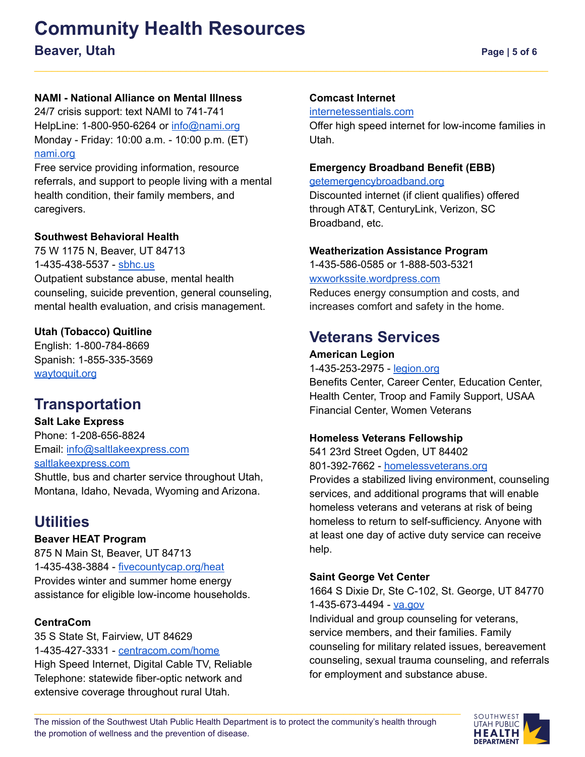**NAMI - National Alliance on Mental Illness**
24/7 crisis support: text NAMI to 741-741
HelpLine: 1-800-950-6264 or info@nami.org
Monday - Friday: 10:00 a.m. - 10:00 p.m. (ET)
nami.org
Free service providing information, resource referrals, and support to people living with a mental health condition, their family members, and caregivers.

**Southwest Behavioral Health**
75 W 1175 N, Beaver, UT 84713
1-435-438-5537 - sbhc.us
Outpatient substance abuse, mental health counseling, suicide prevention, general counseling, mental health evaluation, and crisis management.

**Utah (Tobacco) Quitline**
English: 1-800-784-8669
Spanish: 1-855-335-3569
waytoquit.org

## Transportation

**Salt Lake Express**
Phone: 1-208-656-8824
Email: info@saltlakeexpress.com
saltlakeexpress.com
Shuttle, bus and charter service throughout Utah, Montana, Idaho, Nevada, Wyoming and Arizona.

## Utilities

**Beaver HEAT Program**
875 N Main St, Beaver, UT 84713
1-435-438-3884 - fivecountycap.org/heat
Provides winter and summer home energy assistance for eligible low-income households.

**CentraCom**
35 S State St, Fairview, UT 84629
1-435-427-3331 - centracom.com/home
High Speed Internet, Digital Cable TV, Reliable Telephone: statewide fiber-optic network and extensive coverage throughout rural Utah.

**Comcast Internet**
internetessentials.com
Offer high speed internet for low-income families in Utah.

**Emergency Broadband Benefit (EBB)**
getemergencybroadband.org
Discounted internet (if client qualifies) offered through AT&T, CenturyLink, Verizon, SC Broadband, etc.

**Weatherization Assistance Program**
1-435-586-0585 or 1-888-503-5321
wxworksite.wordpress.com
Reduces energy consumption and costs, and increases comfort and safety in the home.

## Veterans Services

**American Legion**
1-435-253-2975 - legion.org
Benefits Center, Career Center, Education Center, Health Center, Troop and Family Support, USAA Financial Center, Women Veterans

**Homeless Veterans Fellowship**
541 23rd Street Ogden, UT 84402
801-392-7662 - homelessveterans.org
Provides a stabilized living environment, counseling services, and additional programs that will enable homeless veterans and veterans at risk of being homeless to return to self-sufficiency. Anyone with at least one day of active duty service can receive help.

**Saint George Vet Center**
1664 S Dixie Dr, Ste C-102, St. George, UT 84770
1-435-673-4494 - va.gov
Individual and group counseling for veterans, service members, and their families. Family counseling for military related issues, bereavement counseling, sexual trauma counseling, and referrals for employment and substance abuse.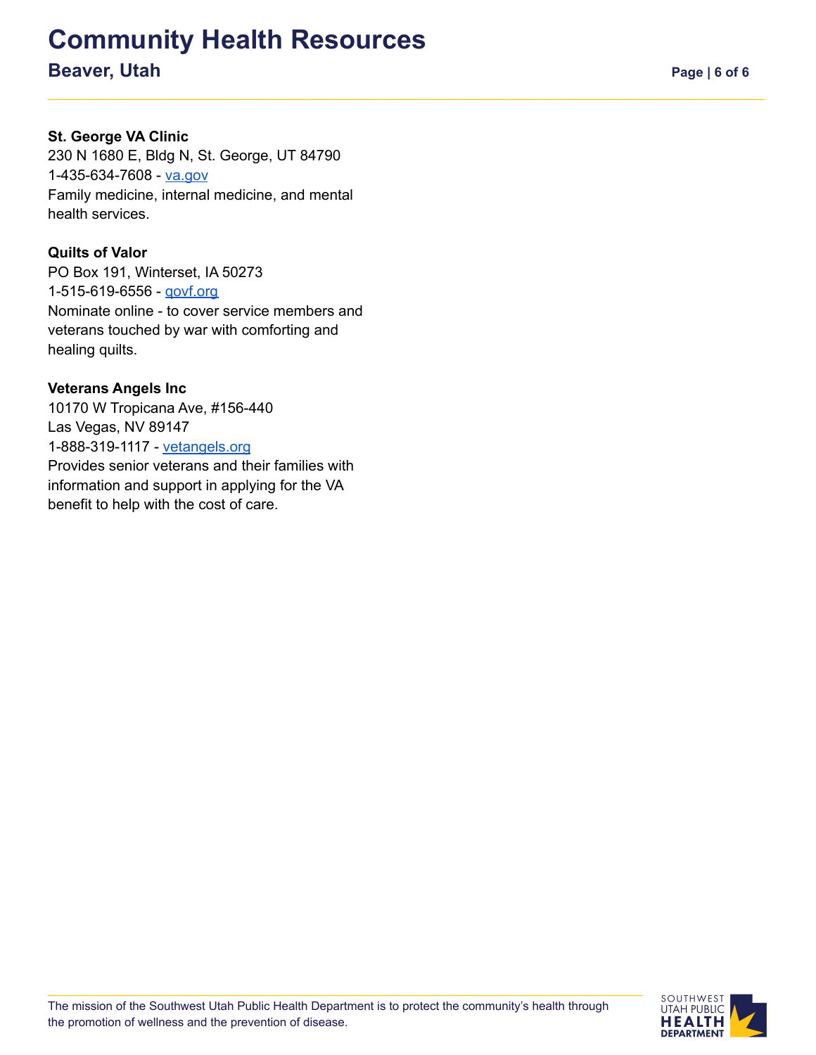**St. George VA Clinic**
230 N 1680 E, Bldg N, St. George, UT 84790
1-435-634-7608 - va.gov
Family medicine, internal medicine, and mental health services.

**Quilts of Valor**
PO Box 191, Winterset, IA 50273
1-515-619-6556 - qovf.org
Nominate online - to cover service members and veterans touched by war with comforting and healing quilts.

**Veterans Angels Inc**
10170 W Tropicana Ave, #156-440
Las Vegas, NV 89147
1-888-319-1117 - vetangels.org
Provides senior veterans and their families with information and support in applying for the VA benefit to help with the cost of care.